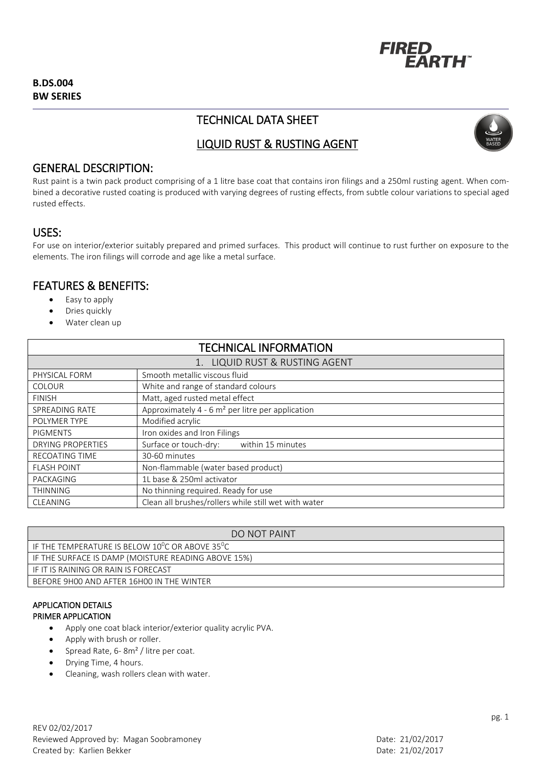**B.DS.004**
**BW SERIES**

# TECHNICAL DATA SHEET

## LIQUID RUST & RUSTING AGENT

## GENERAL DESCRIPTION:

Rust paint is a twin pack product comprising of a 1 litre base coat that contains iron filings and a 250ml rusting agent. When combined a decorative rusted coating is produced with varying degrees of rusting effects, from subtle colour variations to special aged rusted effects.

## USES:

For use on interior/exterior suitably prepared and primed surfaces. This product will continue to rust further on exposure to the elements. The iron filings will corrode and age like a metal surface.

## FEATURES & BENEFITS:

- Easy to apply
- Dries quickly
- Water clean up

| TECHNICAL INFORMATION | |
|---|---|
| 1. LIQUID RUST & RUSTING AGENT | |
| PHYSICAL FORM | Smooth metallic viscous fluid |
| COLOUR | White and range of standard colours |
| FINISH | Matt, aged rusted metal effect |
| SPREADING RATE | Approximately 4 - 6 m² per litre per application |
| POLYMER TYPE | Modified acrylic |
| PIGMENTS | Iron oxides and Iron Filings |
| DRYING PROPERTIES | Surface or touch-dry: within 15 minutes |
| RECOATING TIME | 30-60 minutes |
| FLASH POINT | Non-flammable (water based product) |
| PACKAGING | 1L base & 250ml activator |
| THINNING | No thinning required. Ready for use |
| CLEANING | Clean all brushes/rollers while still wet with water |

| DO NOT PAINT |
|---|
| IF THE TEMPERATURE IS BELOW 10⁰C OR ABOVE 35⁰C |
| IF THE SURFACE IS DAMP (MOISTURE READING ABOVE 15%) |
| IF IT IS RAINING OR RAIN IS FORECAST |
| BEFORE 9H00 AND AFTER 16H00 IN THE WINTER |

### APPLICATION DETAILS

#### PRIMER APPLICATION

- Apply one coat black interior/exterior quality acrylic PVA.
- Apply with brush or roller.
- Spread Rate, 6- 8m² / litre per coat.
- Drying Time, 4 hours.
- Cleaning, wash rollers clean with water.

REV 02/02/2017
Reviewed Approved by: Magan Soobramoney Date: 21/02/2017
Created by: Karlien Bekker Date: 21/02/2017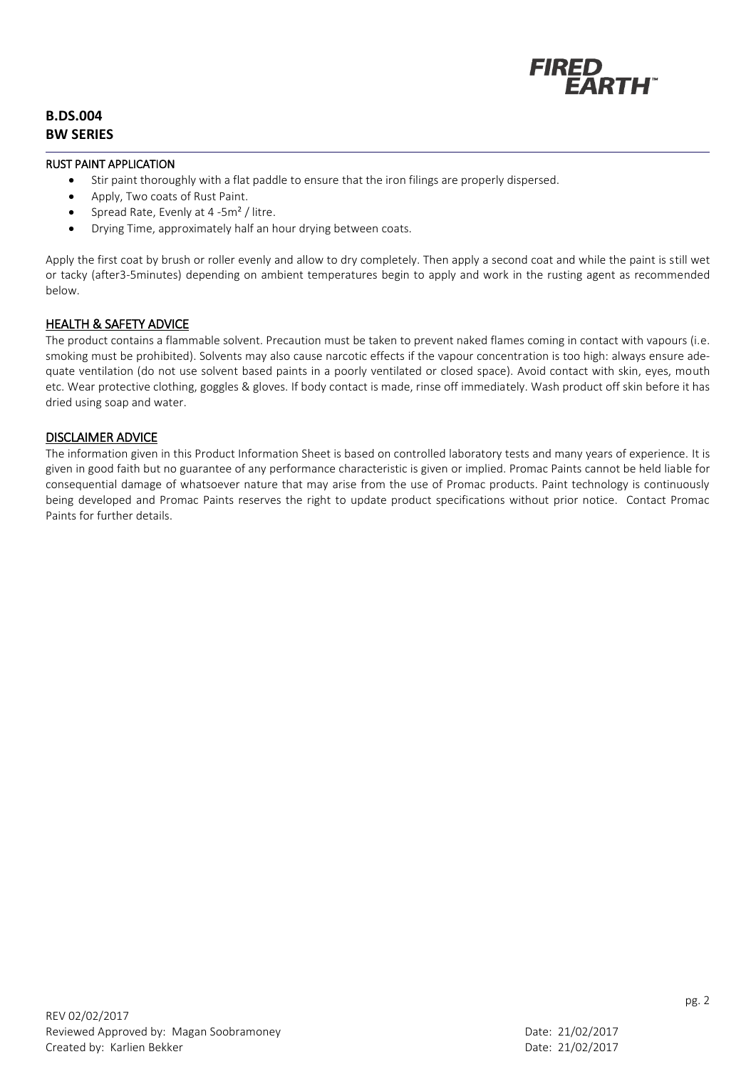**B.DS.004**
**BW SERIES**

RUST PAINT APPLICATION

- Stir paint thoroughly with a flat paddle to ensure that the iron filings are properly dispersed.
- Apply, Two coats of Rust Paint.
- Spread Rate, Evenly at 4 -5m² / litre.
- Drying Time, approximately half an hour drying between coats.

Apply the first coat by brush or roller evenly and allow to dry completely. Then apply a second coat and while the paint is still wet or tacky (after3-5minutes) depending on ambient temperatures begin to apply and work in the rusting agent as recommended below.

## HEALTH & SAFETY ADVICE

The product contains a flammable solvent. Precaution must be taken to prevent naked flames coming in contact with vapours (i.e. smoking must be prohibited). Solvents may also cause narcotic effects if the vapour concentration is too high: always ensure adequate ventilation (do not use solvent based paints in a poorly ventilated or closed space). Avoid contact with skin, eyes, mouth etc. Wear protective clothing, goggles & gloves. If body contact is made, rinse off immediately. Wash product off skin before it has dried using soap and water.

## DISCLAIMER ADVICE

The information given in this Product Information Sheet is based on controlled laboratory tests and many years of experience. It is given in good faith but no guarantee of any performance characteristic is given or implied. Promac Paints cannot be held liable for consequential damage of whatsoever nature that may arise from the use of Promac products. Paint technology is continuously being developed and Promac Paints reserves the right to update product specifications without prior notice. Contact Promac Paints for further details.

REV 02/02/2017
Reviewed Approved by: Magan Soobramoney Date: 21/02/2017
Created by: Karlien Bekker Date: 21/02/2017